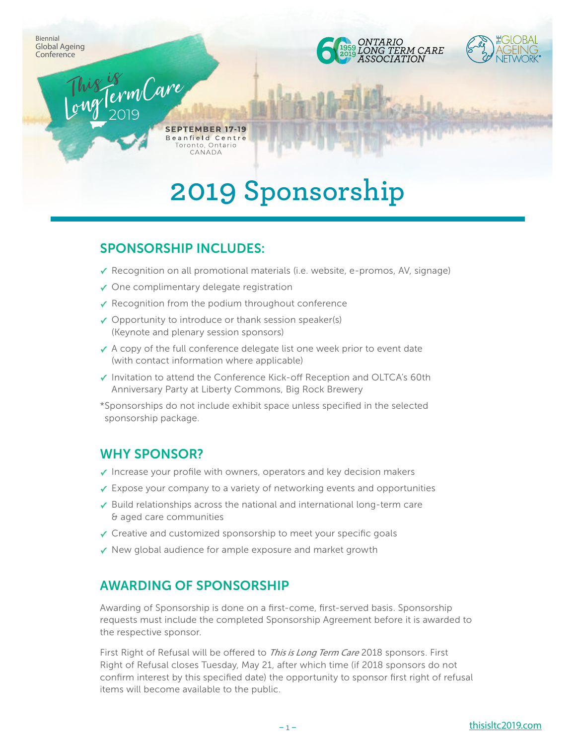Biennial Global Ageing Conference

This is Long Term Care 2019

ONTARIO LONG TERM CARE ASSOCIATION

THE GLOBAL AGEING NETWORK

**SEPTEMBER 17-19**
Beanfield Centre
Toronto, Ontario
CANADA

# 2019 Sponsorship

## SPONSORSHIP INCLUDES:

- ✓ Recognition on all promotional materials (i.e. website, e-promos, AV, signage)
- ✓ One complimentary delegate registration
- ✓ Recognition from the podium throughout conference
- ✓ Opportunity to introduce or thank session speaker(s) (Keynote and plenary session sponsors)
- ✓ A copy of the full conference delegate list one week prior to event date (with contact information where applicable)
- ✓ Invitation to attend the Conference Kick-off Reception and OLTCA's 60th Anniversary Party at Liberty Commons, Big Rock Brewery

*Sponsorships do not include exhibit space unless specified in the selected sponsorship package.

## WHY SPONSOR?

- ✓ Increase your profile with owners, operators and key decision makers
- ✓ Expose your company to a variety of networking events and opportunities
- ✓ Build relationships across the national and international long-term care & aged care communities
- ✓ Creative and customized sponsorship to meet your specific goals
- ✓ New global audience for ample exposure and market growth

## AWARDING OF SPONSORSHIP

Awarding of Sponsorship is done on a first-come, first-served basis. Sponsorship requests must include the completed Sponsorship Agreement before it is awarded to the respective sponsor.

First Right of Refusal will be offered to *This is Long Term Care* 2018 sponsors. First Right of Refusal closes Tuesday, May 21, after which time (if 2018 sponsors do not confirm interest by this specified date) the opportunity to sponsor first right of refusal items will become available to the public.

thisisltc2019.com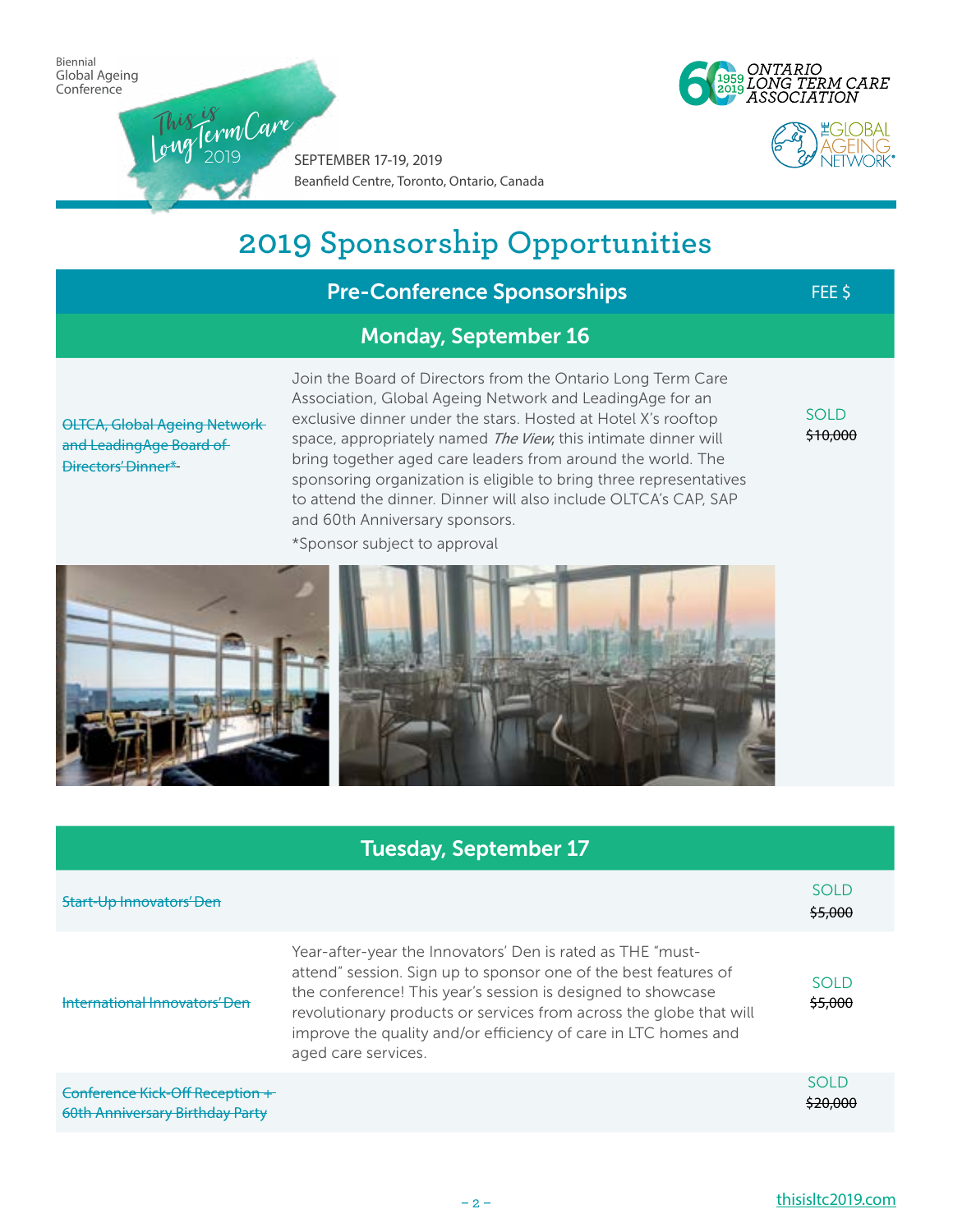Biennial Global Ageing Conference

This is Long Term Care 2019

SEPTEMBER 17-19, 2019
Beanfield Centre, Toronto, Ontario, Canada

ONTARIO LONG TERM CARE ASSOCIATION

THE GLOBAL AGEING NETWORK

# 2019 Sponsorship Opportunities

| Pre-Conference Sponsorships | | FEE $ |
|---|---|---|
| **Monday, September 16** | | |
| ~~OLTCA, Global Ageing Network and LeadingAge Board of Directors' Dinner*~~ | Join the Board of Directors from the Ontario Long Term Care Association, Global Ageing Network and LeadingAge for an exclusive dinner under the stars. Hosted at Hotel X's rooftop space, appropriately named *The View,* this intimate dinner will bring together aged care leaders from around the world. The sponsoring organization is eligible to bring three representatives to attend the dinner. Dinner will also include OLTCA's CAP, SAP and 60th Anniversary sponsors.<br>*Sponsor subject to approval | SOLD ~~$10,000~~ |
| **Tuesday, September 17** | | |
| ~~Start-Up Innovators' Den~~ | | SOLD ~~$5,000~~ |
| ~~International Innovators' Den~~ | Year-after-year the Innovators' Den is rated as THE "must-attend" session. Sign up to sponsor one of the best features of the conference! This year's session is designed to showcase revolutionary products or services from across the globe that will improve the quality and/or efficiency of care in LTC homes and aged care services. | SOLD ~~$5,000~~ |
| ~~Conference Kick-Off Reception + 60th Anniversary Birthday Party~~ | | SOLD ~~$20,000~~ |

thisisltc2019.com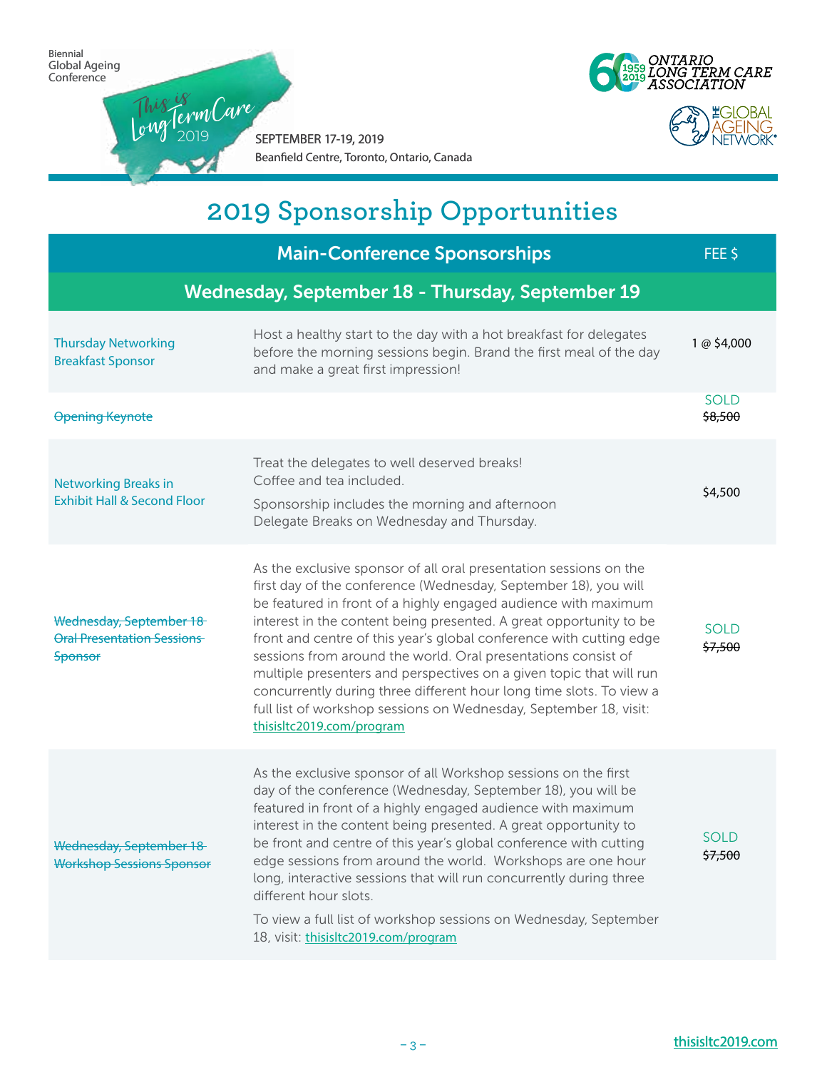Biennial Global Ageing Conference

This is Long Term Care 2019

SEPTEMBER 17-19, 2019
Beanfield Centre, Toronto, Ontario, Canada

# 2019 Sponsorship Opportunities

| Main-Conference Sponsorships | | FEE $ |
|---|---|---|
| **Wednesday, September 18 - Thursday, September 19** | | |
| Thursday Networking Breakfast Sponsor | Host a healthy start to the day with a hot breakfast for delegates before the morning sessions begin. Brand the first meal of the day and make a great first impression! | 1 @ $4,000 |
| ~~Opening Keynote~~ | | SOLD ~~$8,500~~ |
| Networking Breaks in Exhibit Hall & Second Floor | Treat the delegates to well deserved breaks! Coffee and tea included. Sponsorship includes the morning and afternoon Delegate Breaks on Wednesday and Thursday. | $4,500 |
| ~~Wednesday, September 18 Oral Presentation Sessions Sponsor~~ | As the exclusive sponsor of all oral presentation sessions on the first day of the conference (Wednesday, September 18), you will be featured in front of a highly engaged audience with maximum interest in the content being presented. A great opportunity to be front and centre of this year's global conference with cutting edge sessions from around the world. Oral presentations consist of multiple presenters and perspectives on a given topic that will run concurrently during three different hour long time slots. To view a full list of workshop sessions on Wednesday, September 18, visit: thisisltc2019.com/program | SOLD ~~$7,500~~ |
| ~~Wednesday, September 18 Workshop Sessions Sponsor~~ | As the exclusive sponsor of all Workshop sessions on the first day of the conference (Wednesday, September 18), you will be featured in front of a highly engaged audience with maximum interest in the content being presented. A great opportunity to be front and centre of this year's global conference with cutting edge sessions from around the world. Workshops are one hour long, interactive sessions that will run concurrently during three different hour slots. To view a full list of workshop sessions on Wednesday, September 18, visit: thisisltc2019.com/program | SOLD ~~$7,500~~ |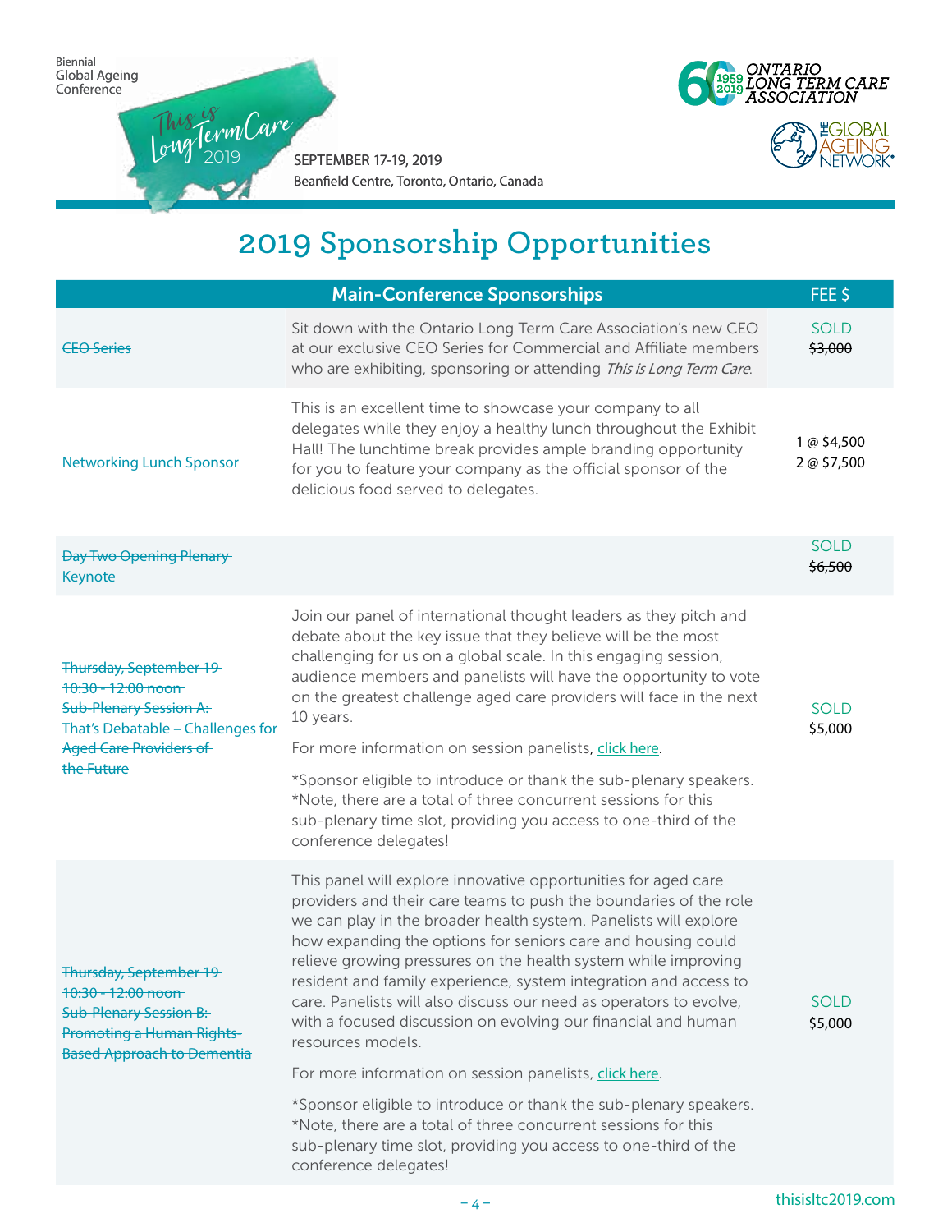Biennial Global Ageing Conference

This is Long Term Care 2019

SEPTEMBER 17-19, 2019
Beanfield Centre, Toronto, Ontario, Canada

ONTARIO LONG TERM CARE ASSOCIATION

THE GLOBAL AGEING NETWORK

# 2019 Sponsorship Opportunities

| Main-Conference Sponsorships | | FEE $ |
|---|---|---|
| ~~CEO Series~~ | Sit down with the Ontario Long Term Care Association's new CEO at our exclusive CEO Series for Commercial and Affiliate members who are exhibiting, sponsoring or attending *This is Long Term Care*. | SOLD ~~$3,000~~ |
| Networking Lunch Sponsor | This is an excellent time to showcase your company to all delegates while they enjoy a healthy lunch throughout the Exhibit Hall! The lunchtime break provides ample branding opportunity for you to feature your company as the official sponsor of the delicious food served to delegates. | 1 @ $4,500<br>2 @ $7,500 |
| ~~Day Two Opening Plenary Keynote~~ | | SOLD ~~$6,500~~ |
| ~~Thursday, September 19 10:30 - 12:00 noon Sub-Plenary Session A: That's Debatable – Challenges for Aged Care Providers of the Future~~ | Join our panel of international thought leaders as they pitch and debate about the key issue that they believe will be the most challenging for us on a global scale. In this engaging session, audience members and panelists will have the opportunity to vote on the greatest challenge aged care providers will face in the next 10 years.<br><br>For more information on session panelists, click here.<br><br>*Sponsor eligible to introduce or thank the sub-plenary speakers.<br>*Note, there are a total of three concurrent sessions for this sub-plenary time slot, providing you access to one-third of the conference delegates! | SOLD ~~$5,000~~ |
| ~~Thursday, September 19 10:30 - 12:00 noon Sub-Plenary Session B: Promoting a Human Rights-Based Approach to Dementia~~ | This panel will explore innovative opportunities for aged care providers and their care teams to push the boundaries of the role we can play in the broader health system. Panelists will explore how expanding the options for seniors care and housing could relieve growing pressures on the health system while improving resident and family experience, system integration and access to care. Panelists will also discuss our need as operators to evolve, with a focused discussion on evolving our financial and human resources models.<br><br>For more information on session panelists, click here.<br><br>*Sponsor eligible to introduce or thank the sub-plenary speakers.<br>*Note, there are a total of three concurrent sessions for this sub-plenary time slot, providing you access to one-third of the conference delegates! | SOLD ~~$5,000~~ |

thisisltc2019.com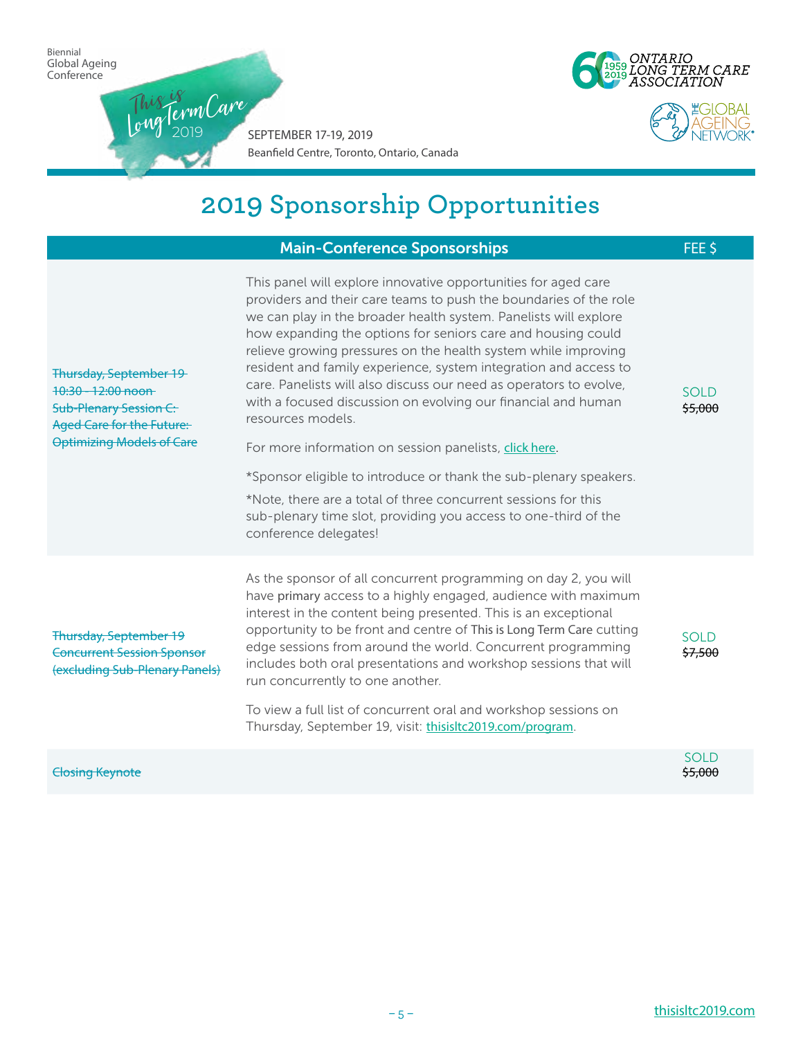## 2019 Sponsorship Opportunities

| Main-Conference Sponsorships | | FEE $ |
|---|---|---|
| ~~Thursday, September 19~~<br>~~10:30 - 12:00 noon~~<br>~~Sub-Plenary Session C: Aged Care for the Future: Optimizing Models of Care~~ | This panel will explore innovative opportunities for aged care providers and their care teams to push the boundaries of the role we can play in the broader health system. Panelists will explore how expanding the options for seniors care and housing could relieve growing pressures on the health system while improving resident and family experience, system integration and access to care. Panelists will also discuss our need as operators to evolve, with a focused discussion on evolving our financial and human resources models.<br><br>For more information on session panelists, click here.<br><br>*Sponsor eligible to introduce or thank the sub-plenary speakers.<br><br>*Note, there are a total of three concurrent sessions for this sub-plenary time slot, providing you access to one-third of the conference delegates! | SOLD<br>~~$5,000~~ |
| ~~Thursday, September 19~~<br>~~Concurrent Session Sponsor (excluding Sub-Plenary Panels)~~ | As the sponsor of all concurrent programming on day 2, you will have primary access to a highly engaged, audience with maximum interest in the content being presented. This is an exceptional opportunity to be front and centre of This is Long Term Care cutting edge sessions from around the world. Concurrent programming includes both oral presentations and workshop sessions that will run concurrently to one another.<br><br>To view a full list of concurrent oral and workshop sessions on Thursday, September 19, visit: thisisltc2019.com/program. | SOLD<br>~~$7,500~~ |
| ~~Closing Keynote~~ | | SOLD<br>~~$5,000~~ |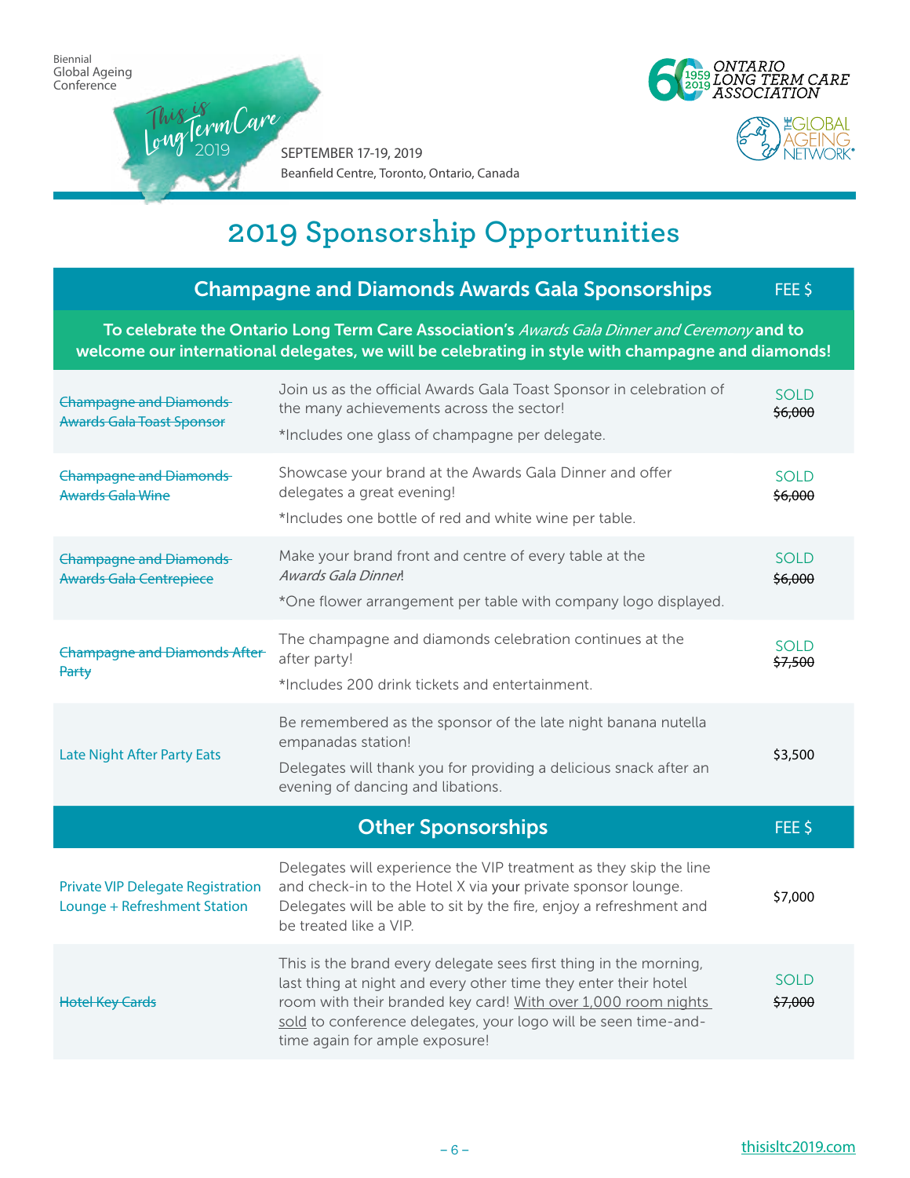# 2019 Sponsorship Opportunities

| Champagne and Diamonds Awards Gala Sponsorships | | FEE $ |
|---|---|---|
| **To celebrate the Ontario Long Term Care Association's *Awards Gala Dinner and Ceremony* and to welcome our international delegates, we will be celebrating in style with champagne and diamonds!** | | |
| ~~Champagne and Diamonds Awards Gala Toast Sponsor~~ | Join us as the official Awards Gala Toast Sponsor in celebration of the many achievements across the sector! *Includes one glass of champagne per delegate. | SOLD ~~$6,000~~ |
| ~~Champagne and Diamonds Awards Gala Wine~~ | Showcase your brand at the Awards Gala Dinner and offer delegates a great evening! *Includes one bottle of red and white wine per table. | SOLD ~~$6,000~~ |
| ~~Champagne and Diamonds Awards Gala Centrepiece~~ | Make your brand front and centre of every table at the *Awards Gala Dinner*! *One flower arrangement per table with company logo displayed. | SOLD ~~$6,000~~ |
| ~~Champagne and Diamonds After Party~~ | The champagne and diamonds celebration continues at the after party! *Includes 200 drink tickets and entertainment. | SOLD ~~$7,500~~ |
| Late Night After Party Eats | Be remembered as the sponsor of the late night banana nutella empanadas station! Delegates will thank you for providing a delicious snack after an evening of dancing and libations. | $3,500 |

| Other Sponsorships | | FEE $ |
|---|---|---|
| Private VIP Delegate Registration Lounge + Refreshment Station | Delegates will experience the VIP treatment as they skip the line and check-in to the Hotel X via your private sponsor lounge. Delegates will be able to sit by the fire, enjoy a refreshment and be treated like a VIP. | $7,000 |
| ~~Hotel Key Cards~~ | This is the brand every delegate sees first thing in the morning, last thing at night and every other time they enter their hotel room with their branded key card! With over 1,000 room nights sold to conference delegates, your logo will be seen time-and-time again for ample exposure! | SOLD ~~$7,000~~ |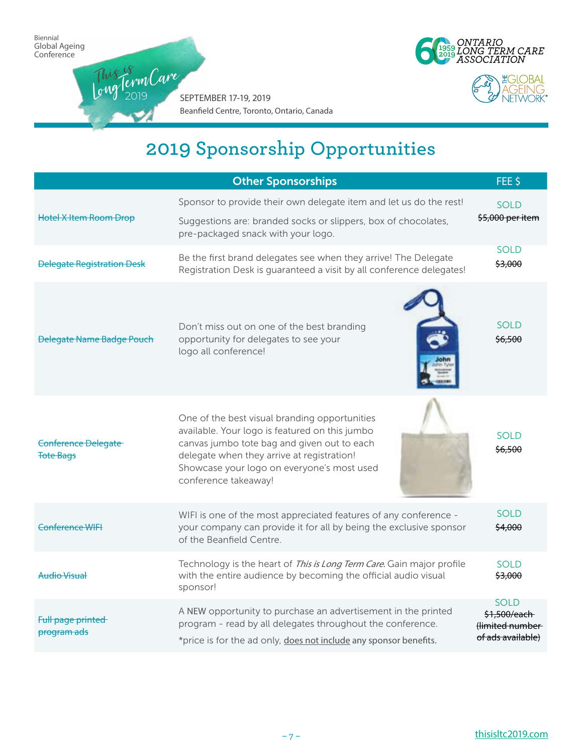Biennial Global Ageing Conference

This is Long Term Care 2019

SEPTEMBER 17-19, 2019
Beanfield Centre, Toronto, Ontario, Canada

# 2019 Sponsorship Opportunities

| Other Sponsorships | | FEE $ |
|---|---|---|
| ~~Hotel X Item Room Drop~~ | Sponsor to provide their own delegate item and let us do the rest! Suggestions are: branded socks or slippers, box of chocolates, pre-packaged snack with your logo. | SOLD ~~$5,000 per item~~ |
| ~~Delegate Registration Desk~~ | Be the first brand delegates see when they arrive! The Delegate Registration Desk is guaranteed a visit by all conference delegates! | SOLD ~~$3,000~~ |
| ~~Delegate Name Badge Pouch~~ | Don't miss out on one of the best branding opportunity for delegates to see your logo all conference! | SOLD ~~$6,500~~ |
| ~~Conference Delegate Tote Bags~~ | One of the best visual branding opportunities available. Your logo is featured on this jumbo canvas jumbo tote bag and given out to each delegate when they arrive at registration! Showcase your logo on everyone's most used conference takeaway! | SOLD ~~$6,500~~ |
| ~~Conference WIFI~~ | WIFI is one of the most appreciated features of any conference - your company can provide it for all by being the exclusive sponsor of the Beanfield Centre. | SOLD ~~$4,000~~ |
| ~~Audio Visual~~ | Technology is the heart of *This is Long Term Care*. Gain major profile with the entire audience by becoming the official audio visual sponsor! | SOLD ~~$3,000~~ |
| ~~Full page printed program ads~~ | A NEW opportunity to purchase an advertisement in the printed program - read by all delegates throughout the conference. *price is for the ad only, does not include any sponsor benefits. | SOLD ~~$1,500/each (limited number of ads available)~~ |

thisisltc2019.com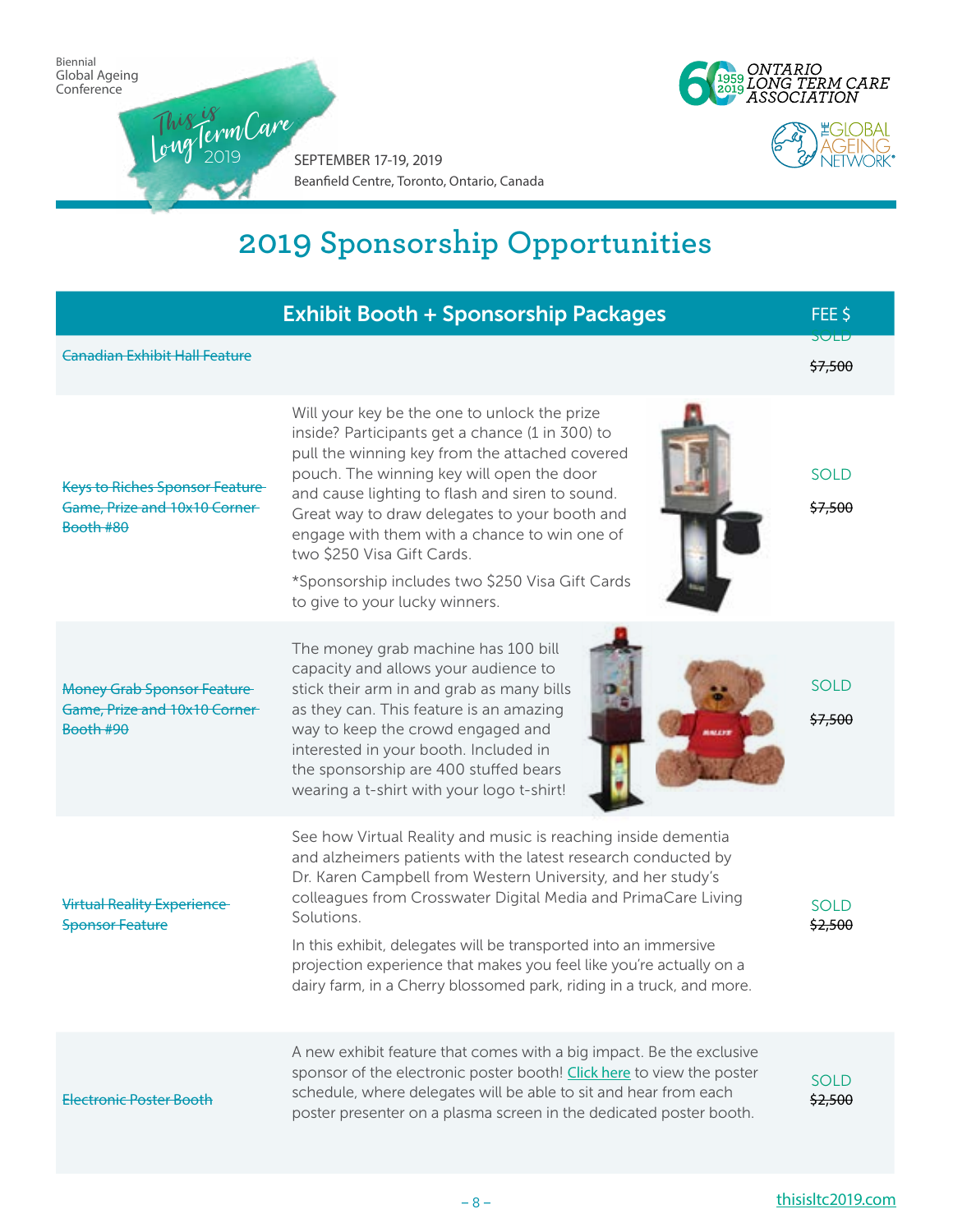Biennial Global Ageing Conference

This is Long Term Care 2019

SEPTEMBER 17-19, 2019
Beanfield Centre, Toronto, Ontario, Canada

# 2019 Sponsorship Opportunities

| Exhibit Booth + Sponsorship Packages | | FEE $ |
|---|---|---|
| ~~Canadian Exhibit Hall Feature~~ | | SOLD ~~$7,500~~ |
| ~~Keys to Riches Sponsor Feature Game, Prize and 10x10 Corner Booth #80~~ | Will your key be the one to unlock the prize inside? Participants get a chance (1 in 300) to pull the winning key from the attached covered pouch. The winning key will open the door and cause lighting to flash and siren to sound. Great way to draw delegates to your booth and engage with them with a chance to win one of two $250 Visa Gift Cards. *Sponsorship includes two $250 Visa Gift Cards to give to your lucky winners. | SOLD ~~$7,500~~ |
| ~~Money Grab Sponsor Feature Game, Prize and 10x10 Corner Booth #90~~ | The money grab machine has 100 bill capacity and allows your audience to stick their arm in and grab as many bills as they can. This feature is an amazing way to keep the crowd engaged and interested in your booth. Included in the sponsorship are 400 stuffed bears wearing a t-shirt with your logo t-shirt! | SOLD ~~$7,500~~ |
| ~~Virtual Reality Experience Sponsor Feature~~ | See how Virtual Reality and music is reaching inside dementia and alzheimers patients with the latest research conducted by Dr. Karen Campbell from Western University, and her study's colleagues from Crosswater Digital Media and PrimaCare Living Solutions. In this exhibit, delegates will be transported into an immersive projection experience that makes you feel like you're actually on a dairy farm, in a Cherry blossomed park, riding in a truck, and more. | SOLD ~~$2,500~~ |
| ~~Electronic Poster Booth~~ | A new exhibit feature that comes with a big impact. Be the exclusive sponsor of the electronic poster booth! Click here to view the poster schedule, where delegates will be able to sit and hear from each poster presenter on a plasma screen in the dedicated poster booth. | SOLD ~~$2,500~~ |

thisisltc2019.com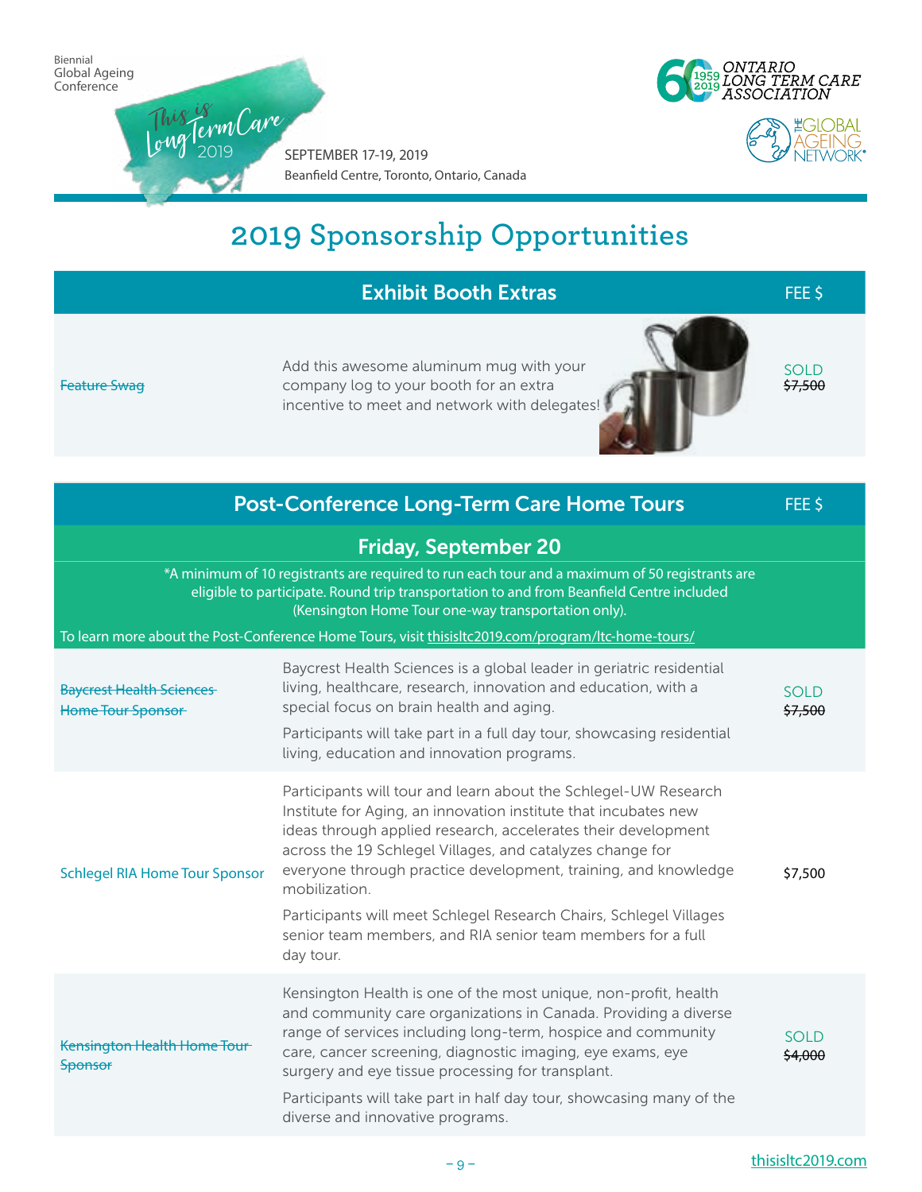Biennial Global Ageing Conference

This is Long Term Care 2019

SEPTEMBER 17-19, 2019
Beanfield Centre, Toronto, Ontario, Canada

ONTARIO LONG TERM CARE ASSOCIATION

THE GLOBAL AGEING NETWORK

# 2019 Sponsorship Opportunities

| Exhibit Booth Extras | | FEE $ |
|---|---|---|
| ~~Feature Swag~~ | Add this awesome aluminum mug with your company log to your booth for an extra incentive to meet and network with delegates! | SOLD ~~$7,500~~ |

| Post-Conference Long-Term Care Home Tours | | FEE $ |
|---|---|---|
| **Friday, September 20** | | |
| *A minimum of 10 registrants are required to run each tour and a maximum of 50 registrants are eligible to participate. Round trip transportation to and from Beanfield Centre included (Kensington Home Tour one-way transportation only). To learn more about the Post-Conference Home Tours, visit thisisltc2019.com/program/ltc-home-tours/ | | |
| ~~Baycrest Health Sciences Home Tour Sponsor~~ | Baycrest Health Sciences is a global leader in geriatric residential living, healthcare, research, innovation and education, with a special focus on brain health and aging. Participants will take part in a full day tour, showcasing residential living, education and innovation programs. | SOLD ~~$7,500~~ |
| Schlegel RIA Home Tour Sponsor | Participants will tour and learn about the Schlegel-UW Research Institute for Aging, an innovation institute that incubates new ideas through applied research, accelerates their development across the 19 Schlegel Villages, and catalyzes change for everyone through practice development, training, and knowledge mobilization. Participants will meet Schlegel Research Chairs, Schlegel Villages senior team members, and RIA senior team members for a full day tour. | $7,500 |
| ~~Kensington Health Home Tour Sponsor~~ | Kensington Health is one of the most unique, non-profit, health and community care organizations in Canada. Providing a diverse range of services including long-term, hospice and community care, cancer screening, diagnostic imaging, eye exams, eye surgery and eye tissue processing for transplant. Participants will take part in half day tour, showcasing many of the diverse and innovative programs. | SOLD ~~$4,000~~ |

thisisltc2019.com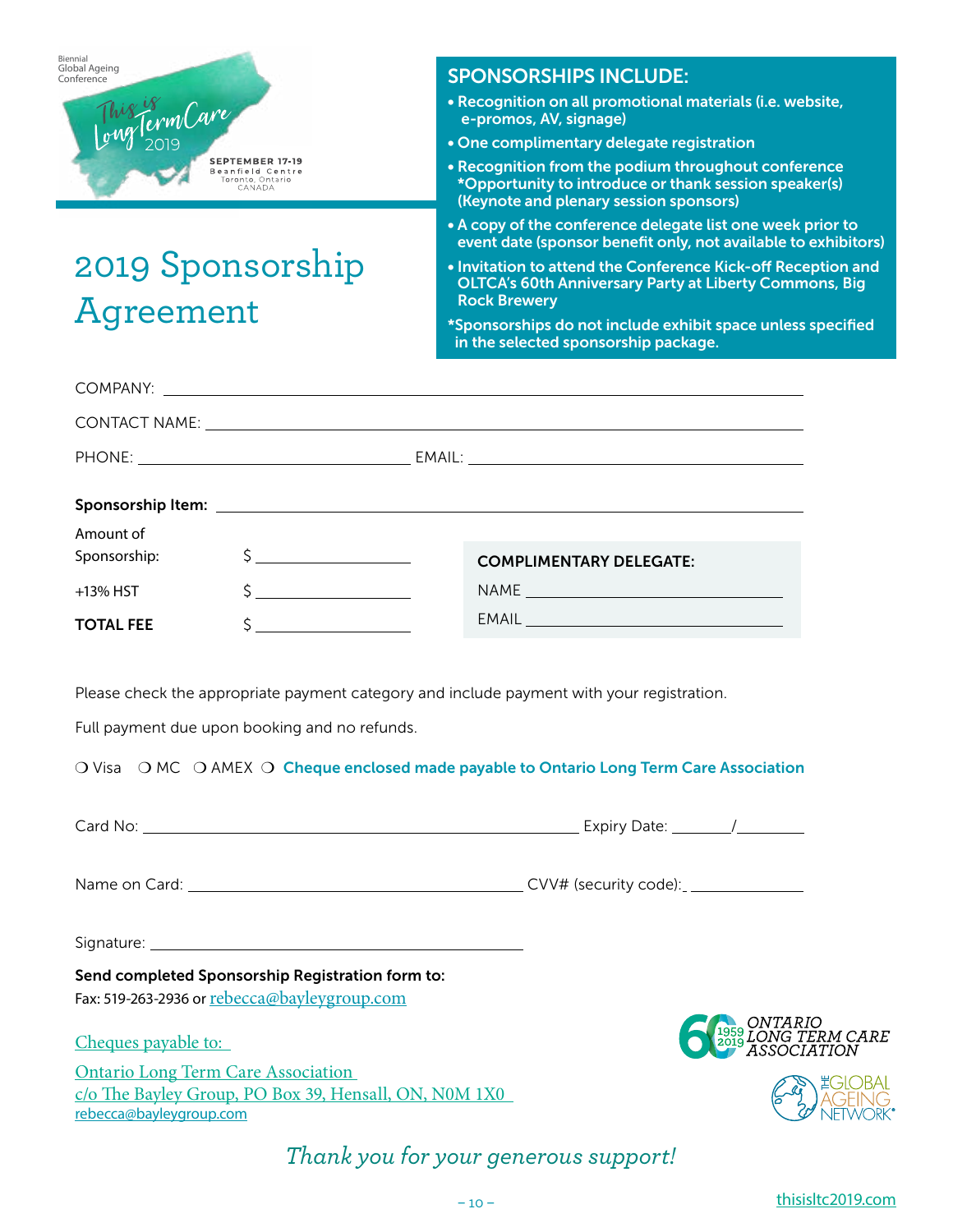Biennial Global Ageing Conference

This is Long Term Care 2019

SEPTEMBER 17-19
Beanfield Centre
Toronto, Ontario
CANADA

# 2019 Sponsorship Agreement

## SPONSORSHIPS INCLUDE:

- **Recognition on all promotional materials (i.e. website, e-promos, AV, signage)**
- **One complimentary delegate registration**
- **Recognition from the podium throughout conference**
  **\*Opportunity to introduce or thank session speaker(s) (Keynote and plenary session sponsors)**
- **A copy of the conference delegate list one week prior to event date (sponsor benefit only, not available to exhibitors)**
- **Invitation to attend the Conference Kick-off Reception and OLTCA's 60th Anniversary Party at Liberty Commons, Big Rock Brewery**

**\*Sponsorships do not include exhibit space unless specified in the selected sponsorship package.**

COMPANY: ______________________________

CONTACT NAME: ______________________________

PHONE: ______________________________ EMAIL: ______________________________

**Sponsorship Item:** ______________________________

Amount of Sponsorship: $ ______________

+13% HST $ ______________

**TOTAL FEE** $ ______________

**COMPLIMENTARY DELEGATE:**

NAME ______________________________

EMAIL ______________________________

Please check the appropriate payment category and include payment with your registration.

Full payment due upon booking and no refunds.

❍ Visa ❍ MC ❍ AMEX ❍ **Cheque enclosed made payable to Ontario Long Term Care Association**

Card No: ______________________________ Expiry Date: _______/________

Name on Card: ______________________________ CVV# (security code): ______________

Signature: ______________________________

**Send completed Sponsorship Registration form to:**
Fax: 519-263-2936 or rebecca@bayleygroup.com

Cheques payable to:

Ontario Long Term Care Association
c/o The Bayley Group, PO Box 39, Hensall, ON, N0M 1X0
rebecca@bayleygroup.com

60 1959 2019 ONTARIO LONG TERM CARE ASSOCIATION

THE GLOBAL AGEING NETWORK

*Thank you for your generous support!*

thisisltc2019.com